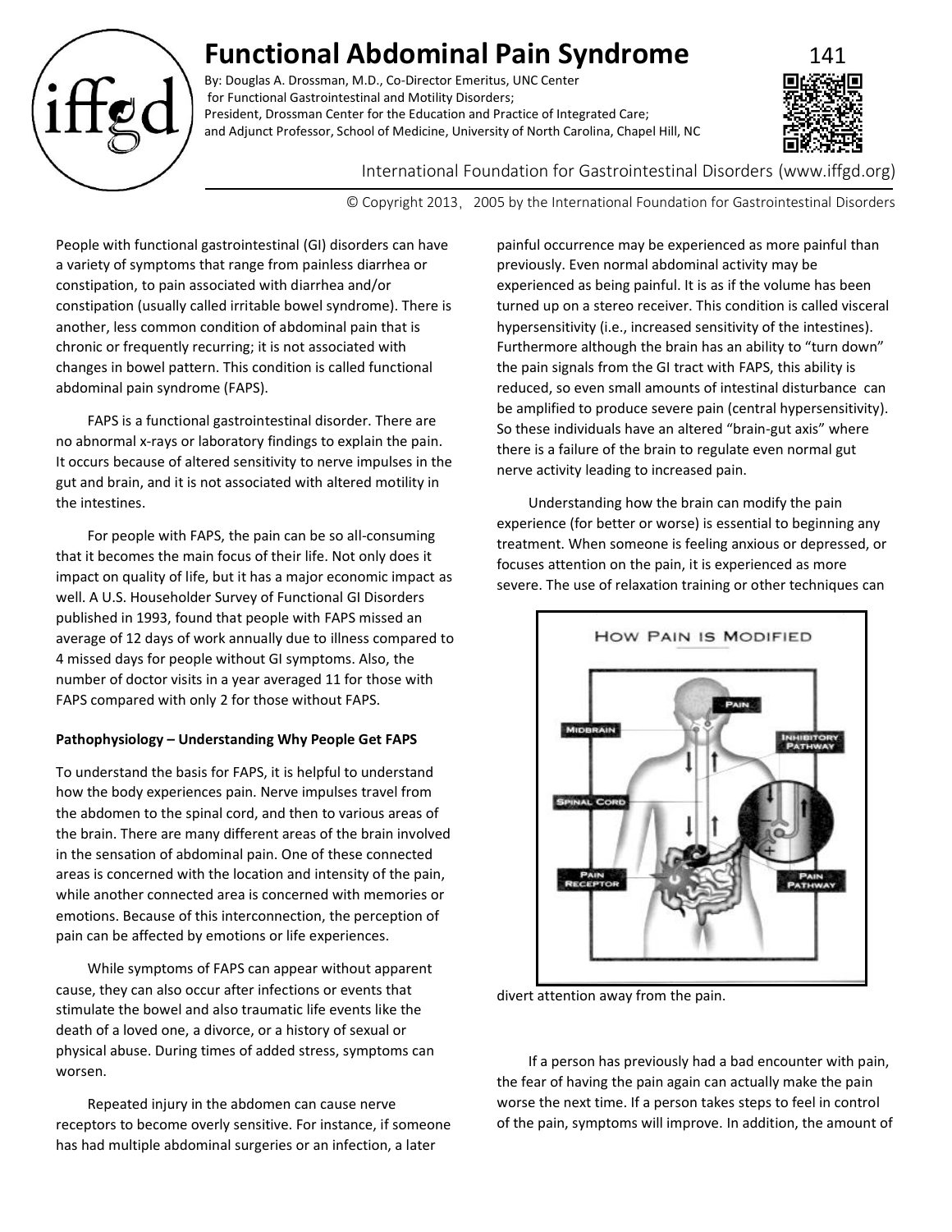# Functional Abdominal Pain Syndrome

By: Douglas A. Drossman, M.D., Co-Director Emeritus, UNC Center for Functional Gastrointestinal and Motility Disorders; President, Drossman Center for the Education and Practice of Integrated Care; and Adjunct Professor, School of Medicine, University of North Carolina, Chapel Hill, NC

International Foundation for Gastrointestinal Disorders (www.iffgd.org)

© Copyright 2013, 2005 by the International Foundation for Gastrointestinal Disorders

People with functional gastrointestinal (GI) disorders can have a variety of symptoms that range from painless diarrhea or constipation, to pain associated with diarrhea and/or constipation (usually called irritable bowel syndrome). There is another, less common condition of abdominal pain that is chronic or frequently recurring; it is not associated with changes in bowel pattern. This condition is called functional abdominal pain syndrome (FAPS).

FAPS is a functional gastrointestinal disorder. There are no abnormal x-rays or laboratory findings to explain the pain. It occurs because of altered sensitivity to nerve impulses in the gut and brain, and it is not associated with altered motility in the intestines.

For people with FAPS, the pain can be so all-consuming that it becomes the main focus of their life. Not only does it impact on quality of life, but it has a major economic impact as well. A U.S. Householder Survey of Functional GI Disorders published in 1993, found that people with FAPS missed an average of 12 days of work annually due to illness compared to 4 missed days for people without GI symptoms. Also, the number of doctor visits in a year averaged 11 for those with FAPS compared with only 2 for those without FAPS.

**Pathophysiology – Understanding Why People Get FAPS**

To understand the basis for FAPS, it is helpful to understand how the body experiences pain. Nerve impulses travel from the abdomen to the spinal cord, and then to various areas of the brain. There are many different areas of the brain involved in the sensation of abdominal pain. One of these connected areas is concerned with the location and intensity of the pain, while another connected area is concerned with memories or emotions. Because of this interconnection, the perception of pain can be affected by emotions or life experiences.

While symptoms of FAPS can appear without apparent cause, they can also occur after infections or events that stimulate the bowel and also traumatic life events like the death of a loved one, a divorce, or a history of sexual or physical abuse. During times of added stress, symptoms can worsen.

Repeated injury in the abdomen can cause nerve receptors to become overly sensitive. For instance, if someone has had multiple abdominal surgeries or an infection, a later painful occurrence may be experienced as more painful than previously. Even normal abdominal activity may be experienced as being painful. It is as if the volume has been turned up on a stereo receiver. This condition is called visceral hypersensitivity (i.e., increased sensitivity of the intestines). Furthermore although the brain has an ability to "turn down" the pain signals from the GI tract with FAPS, this ability is reduced, so even small amounts of intestinal disturbance can be amplified to produce severe pain (central hypersensitivity). So these individuals have an altered "brain-gut axis" where there is a failure of the brain to regulate even normal gut nerve activity leading to increased pain.

Understanding how the brain can modify the pain experience (for better or worse) is essential to beginning any treatment. When someone is feeling anxious or depressed, or focuses attention on the pain, it is experienced as more severe. The use of relaxation training or other techniques can divert attention away from the pain.

HOW PAIN IS MODIFIED

PAIN
MIDBRAIN
INHIBITORY PATHWAY
SPINAL CORD
PAIN RECEPTOR
PAIN PATHWAY

If a person has previously had a bad encounter with pain, the fear of having the pain again can actually make the pain worse the next time. If a person takes steps to feel in control of the pain, symptoms will improve. In addition, the amount of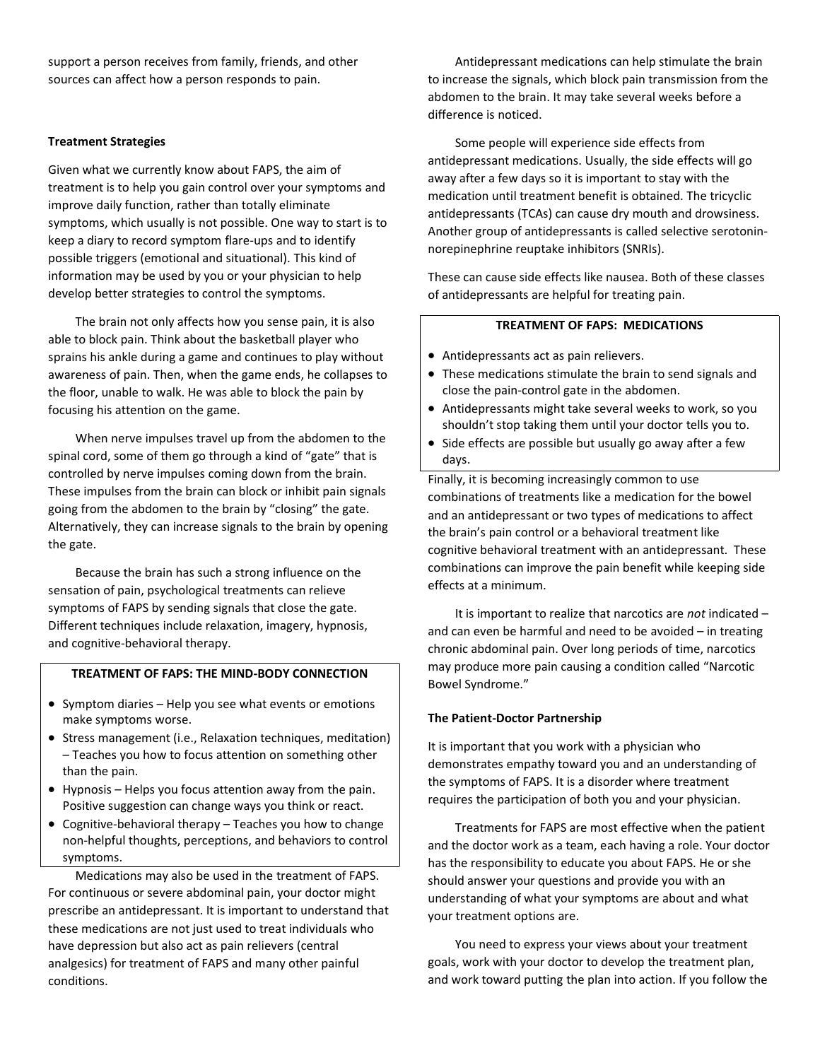support a person receives from family, friends, and other sources can affect how a person responds to pain.

**Treatment Strategies**

Given what we currently know about FAPS, the aim of treatment is to help you gain control over your symptoms and improve daily function, rather than totally eliminate symptoms, which usually is not possible. One way to start is to keep a diary to record symptom flare-ups and to identify possible triggers (emotional and situational). This kind of information may be used by you or your physician to help develop better strategies to control the symptoms.

The brain not only affects how you sense pain, it is also able to block pain. Think about the basketball player who sprains his ankle during a game and continues to play without awareness of pain. Then, when the game ends, he collapses to the floor, unable to walk. He was able to block the pain by focusing his attention on the game.

When nerve impulses travel up from the abdomen to the spinal cord, some of them go through a kind of "gate" that is controlled by nerve impulses coming down from the brain. These impulses from the brain can block or inhibit pain signals going from the abdomen to the brain by "closing" the gate. Alternatively, they can increase signals to the brain by opening the gate.

Because the brain has such a strong influence on the sensation of pain, psychological treatments can relieve symptoms of FAPS by sending signals that close the gate. Different techniques include relaxation, imagery, hypnosis, and cognitive-behavioral therapy.

**TREATMENT OF FAPS: THE MIND-BODY CONNECTION**

- Symptom diaries – Help you see what events or emotions make symptoms worse.
- Stress management (i.e., Relaxation techniques, meditation) – Teaches you how to focus attention on something other than the pain.
- Hypnosis – Helps you focus attention away from the pain. Positive suggestion can change ways you think or react.
- Cognitive-behavioral therapy – Teaches you how to change non-helpful thoughts, perceptions, and behaviors to control symptoms.

Medications may also be used in the treatment of FAPS. For continuous or severe abdominal pain, your doctor might prescribe an antidepressant. It is important to understand that these medications are not just used to treat individuals who have depression but also act as pain relievers (central analgesics) for treatment of FAPS and many other painful conditions.

Antidepressant medications can help stimulate the brain to increase the signals, which block pain transmission from the abdomen to the brain. It may take several weeks before a difference is noticed.

Some people will experience side effects from antidepressant medications. Usually, the side effects will go away after a few days so it is important to stay with the medication until treatment benefit is obtained. The tricyclic antidepressants (TCAs) can cause dry mouth and drowsiness. Another group of antidepressants is called selective serotonin-norepinephrine reuptake inhibitors (SNRIs).

These can cause side effects like nausea. Both of these classes of antidepressants are helpful for treating pain.

**TREATMENT OF FAPS: MEDICATIONS**

- Antidepressants act as pain relievers.
- These medications stimulate the brain to send signals and close the pain-control gate in the abdomen.
- Antidepressants might take several weeks to work, so you shouldn't stop taking them until your doctor tells you to.
- Side effects are possible but usually go away after a few days.

Finally, it is becoming increasingly common to use combinations of treatments like a medication for the bowel and an antidepressant or two types of medications to affect the brain's pain control or a behavioral treatment like cognitive behavioral treatment with an antidepressant. These combinations can improve the pain benefit while keeping side effects at a minimum.

It is important to realize that narcotics are *not* indicated – and can even be harmful and need to be avoided – in treating chronic abdominal pain. Over long periods of time, narcotics may produce more pain causing a condition called "Narcotic Bowel Syndrome."

**The Patient-Doctor Partnership**

It is important that you work with a physician who demonstrates empathy toward you and an understanding of the symptoms of FAPS. It is a disorder where treatment requires the participation of both you and your physician.

Treatments for FAPS are most effective when the patient and the doctor work as a team, each having a role. Your doctor has the responsibility to educate you about FAPS. He or she should answer your questions and provide you with an understanding of what your symptoms are about and what your treatment options are.

You need to express your views about your treatment goals, work with your doctor to develop the treatment plan, and work toward putting the plan into action. If you follow the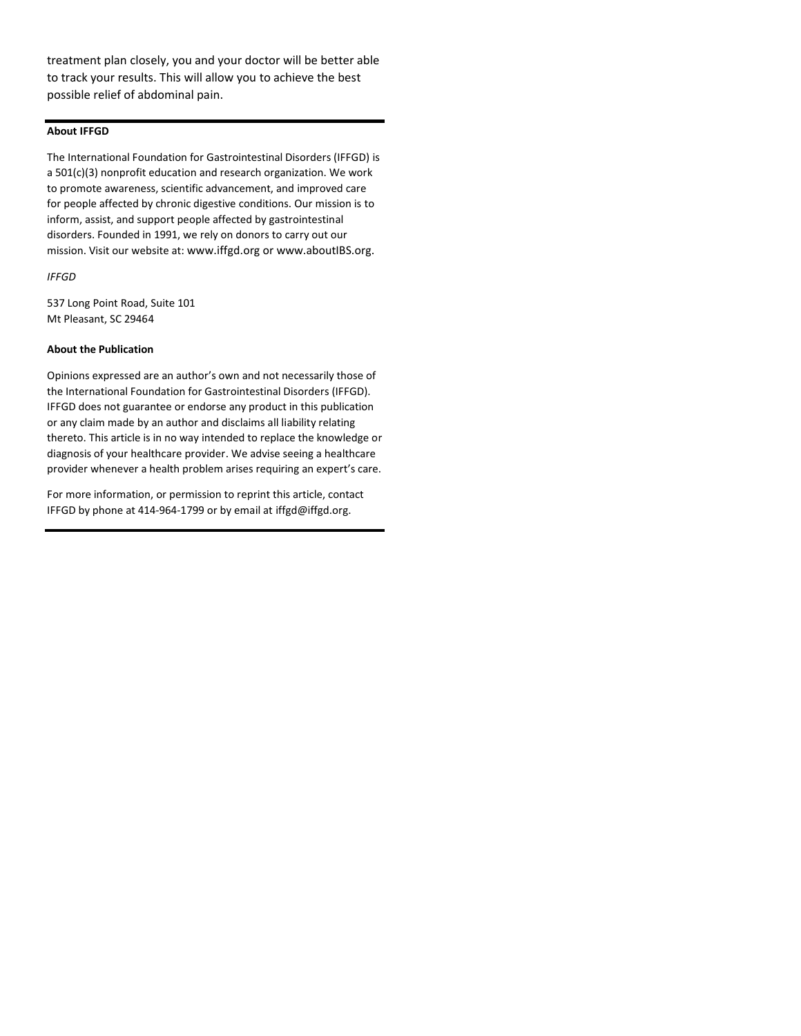treatment plan closely, you and your doctor will be better able to track your results. This will allow you to achieve the best possible relief of abdominal pain.

---

**About IFFGD**

The International Foundation for Gastrointestinal Disorders (IFFGD) is a 501(c)(3) nonprofit education and research organization. We work to promote awareness, scientific advancement, and improved care for people affected by chronic digestive conditions. Our mission is to inform, assist, and support people affected by gastrointestinal disorders. Founded in 1991, we rely on donors to carry out our mission. Visit our website at: www.iffgd.org or www.aboutIBS.org.

*IFFGD*

537 Long Point Road, Suite 101
Mt Pleasant, SC 29464

**About the Publication**

Opinions expressed are an author's own and not necessarily those of the International Foundation for Gastrointestinal Disorders (IFFGD). IFFGD does not guarantee or endorse any product in this publication or any claim made by an author and disclaims all liability relating thereto. This article is in no way intended to replace the knowledge or diagnosis of your healthcare provider. We advise seeing a healthcare provider whenever a health problem arises requiring an expert's care.

For more information, or permission to reprint this article, contact IFFGD by phone at 414-964-1799 or by email at iffgd@iffgd.org.

---